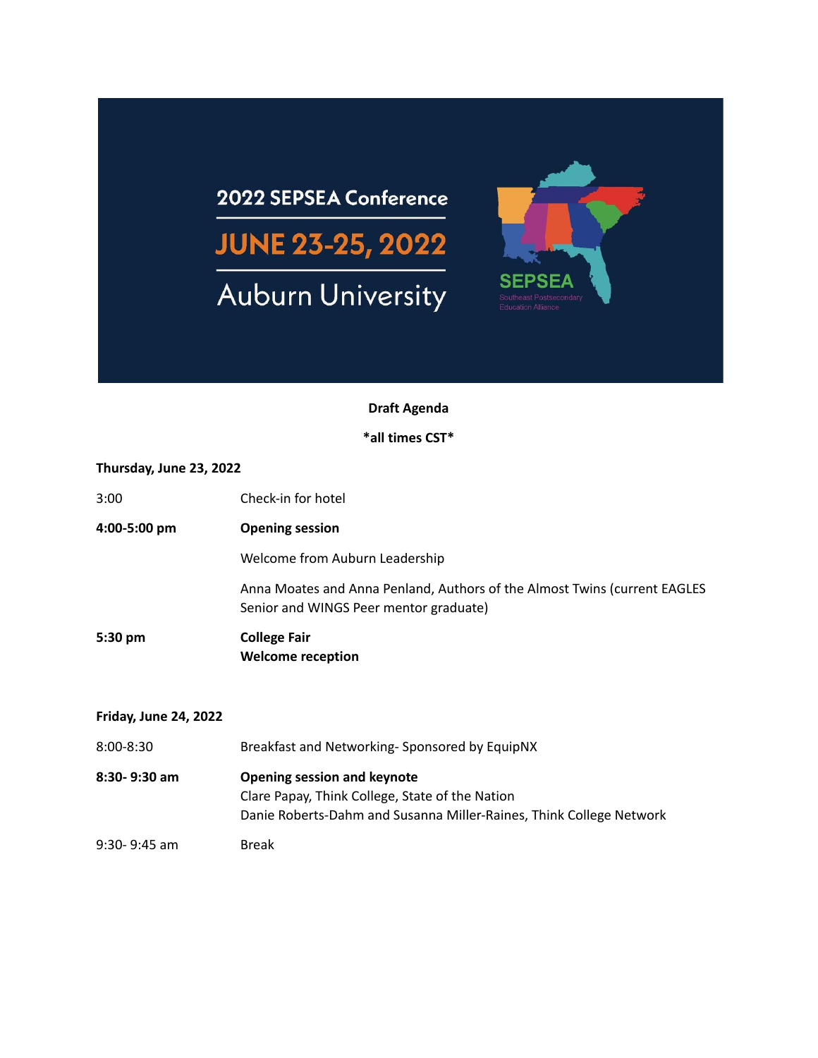2022 SEPSEA Conference

JUNE 23-25, 2022

Auburn University

SEPSEA

Southeast Postsecondary Education Alliance

**Draft Agenda**

***all times CST***

**Thursday, June 23, 2022**

| | |
|---|---|
| 3:00 | Check-in for hotel |
| **4:00-5:00 pm** | **Opening session** |
| | Welcome from Auburn Leadership |
| | Anna Moates and Anna Penland, Authors of the Almost Twins (current EAGLES Senior and WINGS Peer mentor graduate) |
| **5:30 pm** | **College Fair**<br>**Welcome reception** |

**Friday, June 24, 2022**

| | |
|---|---|
| 8:00-8:30 | Breakfast and Networking- Sponsored by EquipNX |
| **8:30- 9:30 am** | **Opening session and keynote**<br>Clare Papay, Think College, State of the Nation<br>Danie Roberts-Dahm and Susanna Miller-Raines, Think College Network |
| 9:30- 9:45 am | Break |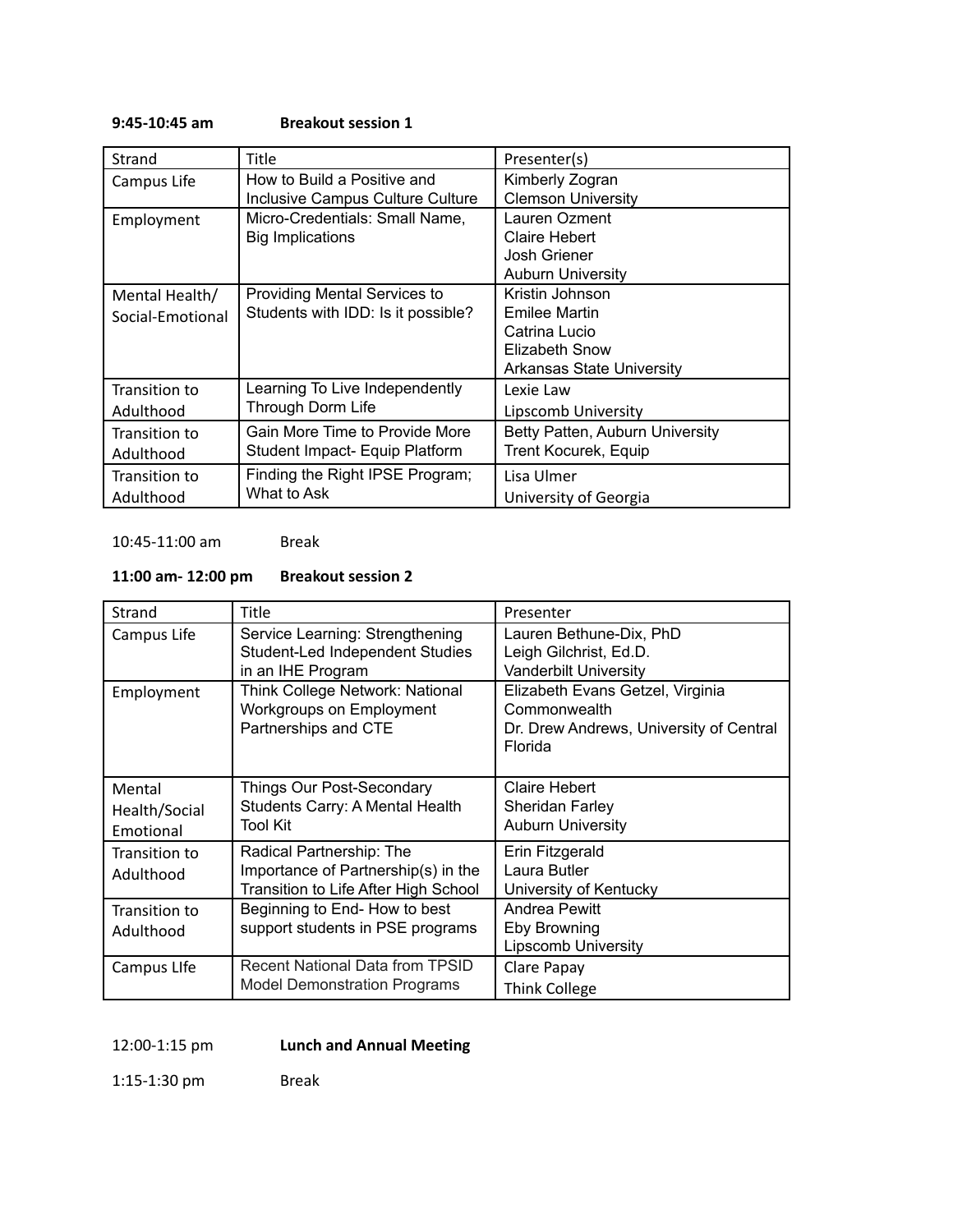**9:45-10:45 am Breakout session 1**

| Strand | Title | Presenter(s) |
|---|---|---|
| Campus Life | How to Build a Positive and Inclusive Campus Culture Culture | Kimberly Zogran<br>Clemson University |
| Employment | Micro-Credentials: Small Name, Big Implications | Lauren Ozment<br>Claire Hebert<br>Josh Griener<br>Auburn University |
| Mental Health/ Social-Emotional | Providing Mental Services to Students with IDD: Is it possible? | Kristin Johnson<br>Emilee Martin<br>Catrina Lucio<br>Elizabeth Snow<br>Arkansas State University |
| Transition to Adulthood | Learning To Live Independently Through Dorm Life | Lexie Law<br>Lipscomb University |
| Transition to Adulthood | Gain More Time to Provide More Student Impact- Equip Platform | Betty Patten, Auburn University<br>Trent Kocurek, Equip |
| Transition to Adulthood | Finding the Right IPSE Program; What to Ask | Lisa Ulmer<br>University of Georgia |

10:45-11:00 am Break

**11:00 am- 12:00 pm Breakout session 2**

| Strand | Title | Presenter |
|---|---|---|
| Campus Life | Service Learning: Strengthening Student-Led Independent Studies in an IHE Program | Lauren Bethune-Dix, PhD<br>Leigh Gilchrist, Ed.D.<br>Vanderbilt University |
| Employment | Think College Network: National Workgroups on Employment Partnerships and CTE | Elizabeth Evans Getzel, Virginia Commonwealth<br>Dr. Drew Andrews, University of Central Florida |
| Mental Health/Social Emotional | Things Our Post-Secondary Students Carry: A Mental Health Tool Kit | Claire Hebert<br>Sheridan Farley<br>Auburn University |
| Transition to Adulthood | Radical Partnership: The Importance of Partnership(s) in the Transition to Life After High School | Erin Fitzgerald<br>Laura Butler<br>University of Kentucky |
| Transition to Adulthood | Beginning to End- How to best support students in PSE programs | Andrea Pewitt<br>Eby Browning<br>Lipscomb University |
| Campus LIfe | Recent National Data from TPSID Model Demonstration Programs | Clare Papay<br>Think College |

12:00-1:15 pm **Lunch and Annual Meeting**

1:15-1:30 pm Break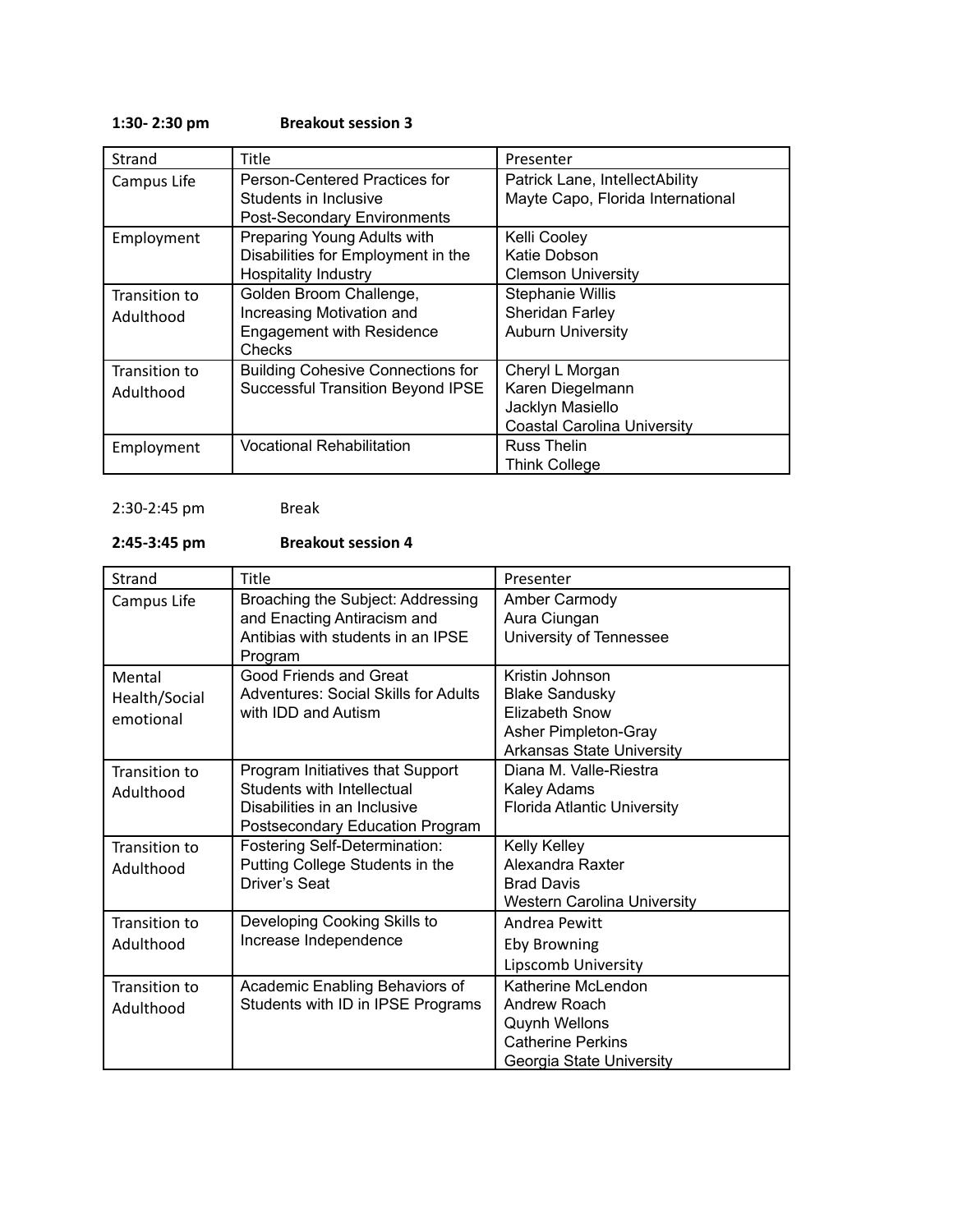**1:30- 2:30 pm Breakout session 3**

| Strand | Title | Presenter |
|---|---|---|
| Campus Life | Person-Centered Practices for Students in Inclusive Post-Secondary Environments | Patrick Lane, IntellectAbility<br>Mayte Capo, Florida International |
| Employment | Preparing Young Adults with Disabilities for Employment in the Hospitality Industry | Kelli Cooley<br>Katie Dobson<br>Clemson University |
| Transition to Adulthood | Golden Broom Challenge, Increasing Motivation and Engagement with Residence Checks | Stephanie Willis<br>Sheridan Farley<br>Auburn University |
| Transition to Adulthood | Building Cohesive Connections for Successful Transition Beyond IPSE | Cheryl L Morgan<br>Karen Diegelmann<br>Jacklyn Masiello<br>Coastal Carolina University |
| Employment | Vocational Rehabilitation | Russ Thelin<br>Think College |

2:30-2:45 pm Break

**2:45-3:45 pm Breakout session 4**

| Strand | Title | Presenter |
|---|---|---|
| Campus Life | Broaching the Subject: Addressing and Enacting Antiracism and Antibias with students in an IPSE Program | Amber Carmody<br>Aura Ciungan<br>University of Tennessee |
| Mental Health/Social emotional | Good Friends and Great Adventures: Social Skills for Adults with IDD and Autism | Kristin Johnson<br>Blake Sandusky<br>Elizabeth Snow<br>Asher Pimpleton-Gray<br>Arkansas State University |
| Transition to Adulthood | Program Initiatives that Support Students with Intellectual Disabilities in an Inclusive Postsecondary Education Program | Diana M. Valle-Riestra<br>Kaley Adams<br>Florida Atlantic University |
| Transition to Adulthood | Fostering Self-Determination: Putting College Students in the Driver's Seat | Kelly Kelley<br>Alexandra Raxter<br>Brad Davis<br>Western Carolina University |
| Transition to Adulthood | Developing Cooking Skills to Increase Independence | Andrea Pewitt<br>Eby Browning<br>Lipscomb University |
| Transition to Adulthood | Academic Enabling Behaviors of Students with ID in IPSE Programs | Katherine McLendon<br>Andrew Roach<br>Quynh Wellons<br>Catherine Perkins<br>Georgia State University |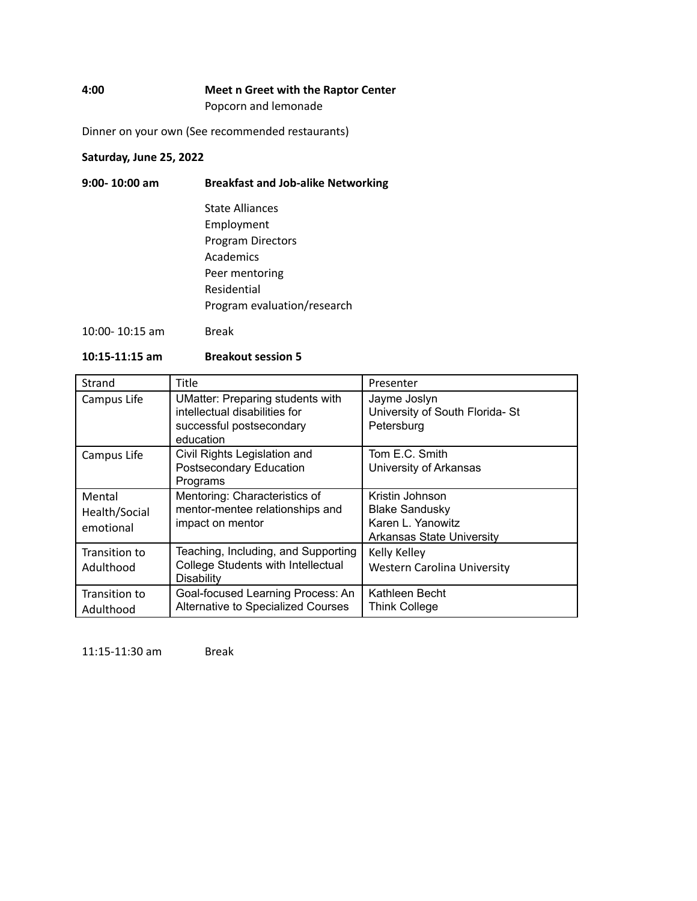**4:00** **Meet n Greet with the Raptor Center**

Popcorn and lemonade

Dinner on your own (See recommended restaurants)

**Saturday, June 25, 2022**

**9:00- 10:00 am** **Breakfast and Job-alike Networking**

State Alliances
Employment
Program Directors
Academics
Peer mentoring
Residential
Program evaluation/research

10:00- 10:15 am Break

**10:15-11:15 am** **Breakout session 5**

| Strand | Title | Presenter |
|---|---|---|
| Campus Life | UMatter: Preparing students with intellectual disabilities for successful postsecondary education | Jayme Joslyn<br>University of South Florida- St Petersburg |
| Campus Life | Civil Rights Legislation and Postsecondary Education Programs | Tom E.C. Smith<br>University of Arkansas |
| Mental Health/Social emotional | Mentoring: Characteristics of mentor-mentee relationships and impact on mentor | Kristin Johnson<br>Blake Sandusky<br>Karen L. Yanowitz<br>Arkansas State University |
| Transition to Adulthood | Teaching, Including, and Supporting College Students with Intellectual Disability | Kelly Kelley<br>Western Carolina University |
| Transition to Adulthood | Goal-focused Learning Process: An Alternative to Specialized Courses | Kathleen Becht<br>Think College |

11:15-11:30 am Break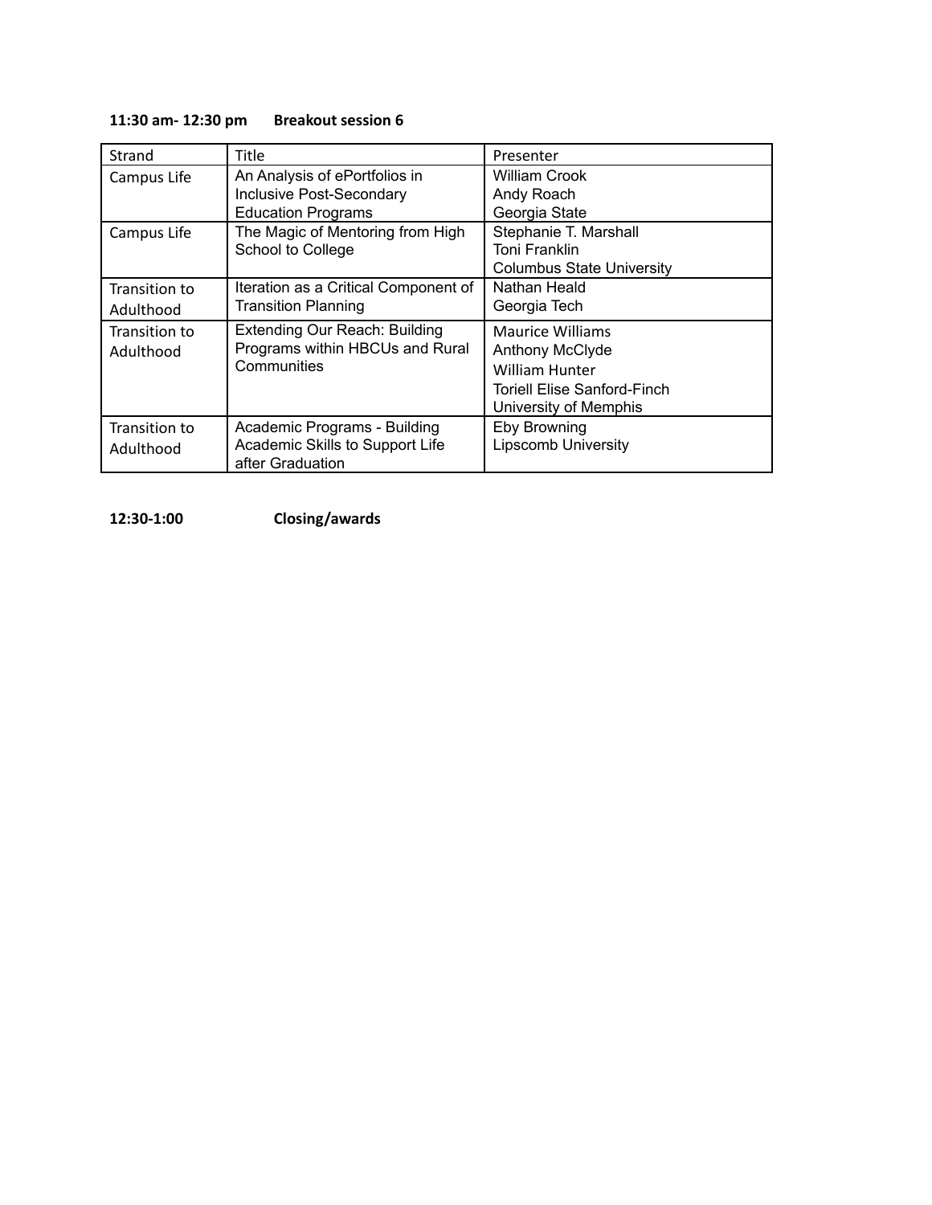**11:30 am- 12:30 pm Breakout session 6**

| Strand | Title | Presenter |
|---|---|---|
| Campus Life | An Analysis of ePortfolios in Inclusive Post-Secondary Education Programs | William Crook<br>Andy Roach<br>Georgia State |
| Campus Life | The Magic of Mentoring from High School to College | Stephanie T. Marshall<br>Toni Franklin<br>Columbus State University |
| Transition to Adulthood | Iteration as a Critical Component of Transition Planning | Nathan Heald<br>Georgia Tech |
| Transition to Adulthood | Extending Our Reach: Building Programs within HBCUs and Rural Communities | Maurice Williams<br>Anthony McClyde<br>William Hunter<br>Toriell Elise Sanford-Finch<br>University of Memphis |
| Transition to Adulthood | Academic Programs - Building Academic Skills to Support Life after Graduation | Eby Browning<br>Lipscomb University |

**12:30-1:00 Closing/awards**